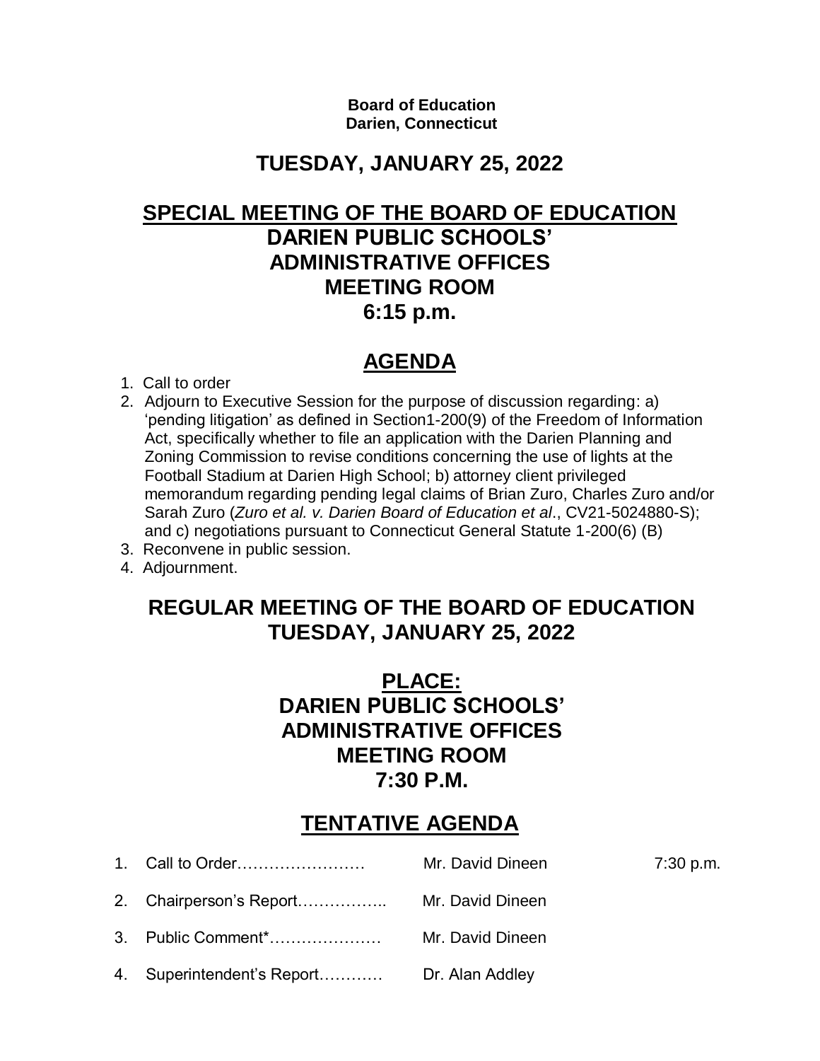**Board of Education**
**Darien, Connecticut**

## TUESDAY, JANUARY 25, 2022

# SPECIAL MEETING OF THE BOARD OF EDUCATION
## DARIEN PUBLIC SCHOOLS' ADMINISTRATIVE OFFICES MEETING ROOM 6:15 p.m.

## AGENDA

1. Call to order
2. Adjourn to Executive Session for the purpose of discussion regarding: a) 'pending litigation' as defined in Section1-200(9) of the Freedom of Information Act, specifically whether to file an application with the Darien Planning and Zoning Commission to revise conditions concerning the use of lights at the Football Stadium at Darien High School; b) attorney client privileged memorandum regarding pending legal claims of Brian Zuro, Charles Zuro and/or Sarah Zuro (*Zuro et al. v. Darien Board of Education et al*., CV21-5024880-S); and c) negotiations pursuant to Connecticut General Statute 1-200(6) (B)
3. Reconvene in public session.
4. Adjournment.

# REGULAR MEETING OF THE BOARD OF EDUCATION
## TUESDAY, JANUARY 25, 2022

## PLACE:
## DARIEN PUBLIC SCHOOLS' ADMINISTRATIVE OFFICES MEETING ROOM 7:30 P.M.

## TENTATIVE AGENDA

1. Call to Order…………………… Mr. David Dineen 7:30 p.m.
2. Chairperson's Report…………….. Mr. David Dineen
3. Public Comment*………………… Mr. David Dineen
4. Superintendent's Report………… Dr. Alan Addley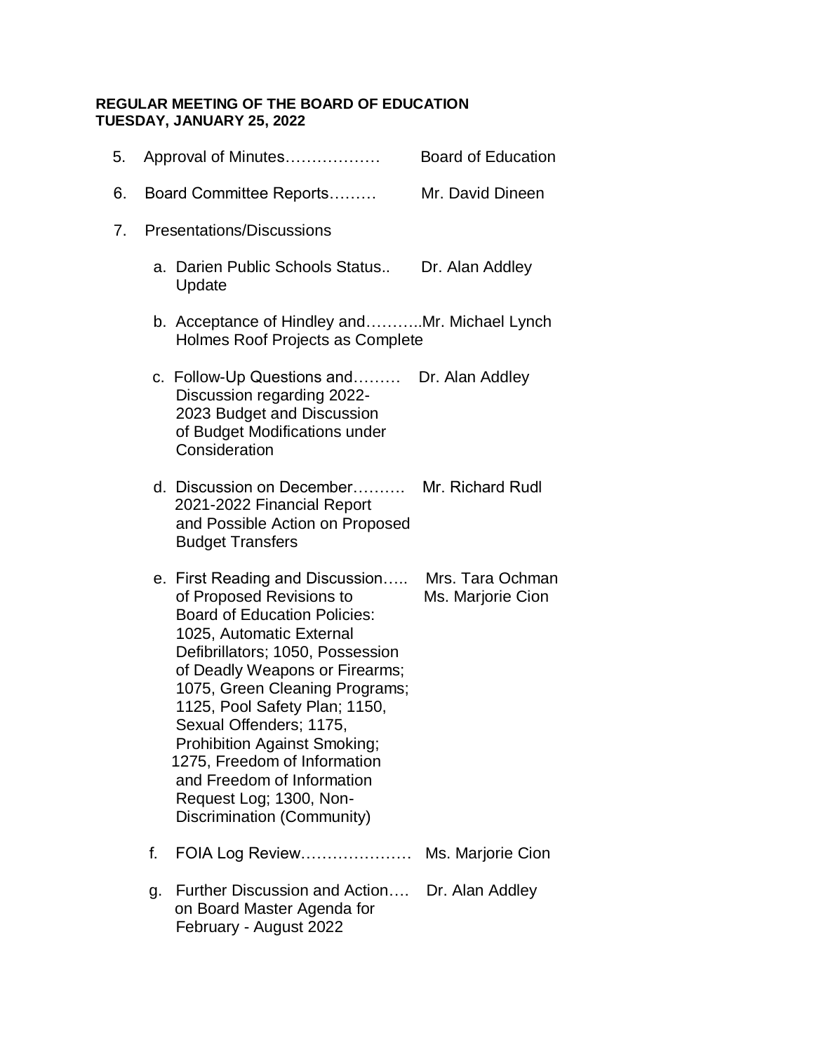**REGULAR MEETING OF THE BOARD OF EDUCATION**
**TUESDAY, JANUARY 25, 2022**

5. Approval of Minutes……………… Board of Education

6. Board Committee Reports……… Mr. David Dineen

7. Presentations/Discussions

   a. Darien Public Schools Status.. Update — Dr. Alan Addley

   b. Acceptance of Hindley and………..Mr. Michael Lynch Holmes Roof Projects as Complete

   c. Follow-Up Questions and……… Discussion regarding 2022-2023 Budget and Discussion of Budget Modifications under Consideration — Dr. Alan Addley

   d. Discussion on December………. 2021-2022 Financial Report and Possible Action on Proposed Budget Transfers — Mr. Richard Rudl

   e. First Reading and Discussion….. of Proposed Revisions to Board of Education Policies: 1025, Automatic External Defibrillators; 1050, Possession of Deadly Weapons or Firearms; 1075, Green Cleaning Programs; 1125, Pool Safety Plan; 1150, Sexual Offenders; 1175, Prohibition Against Smoking; 1275, Freedom of Information and Freedom of Information Request Log; 1300, Non-Discrimination (Community) — Mrs. Tara Ochman, Ms. Marjorie Cion

   f. FOIA Log Review………………… Ms. Marjorie Cion

   g. Further Discussion and Action…. on Board Master Agenda for February - August 2022 — Dr. Alan Addley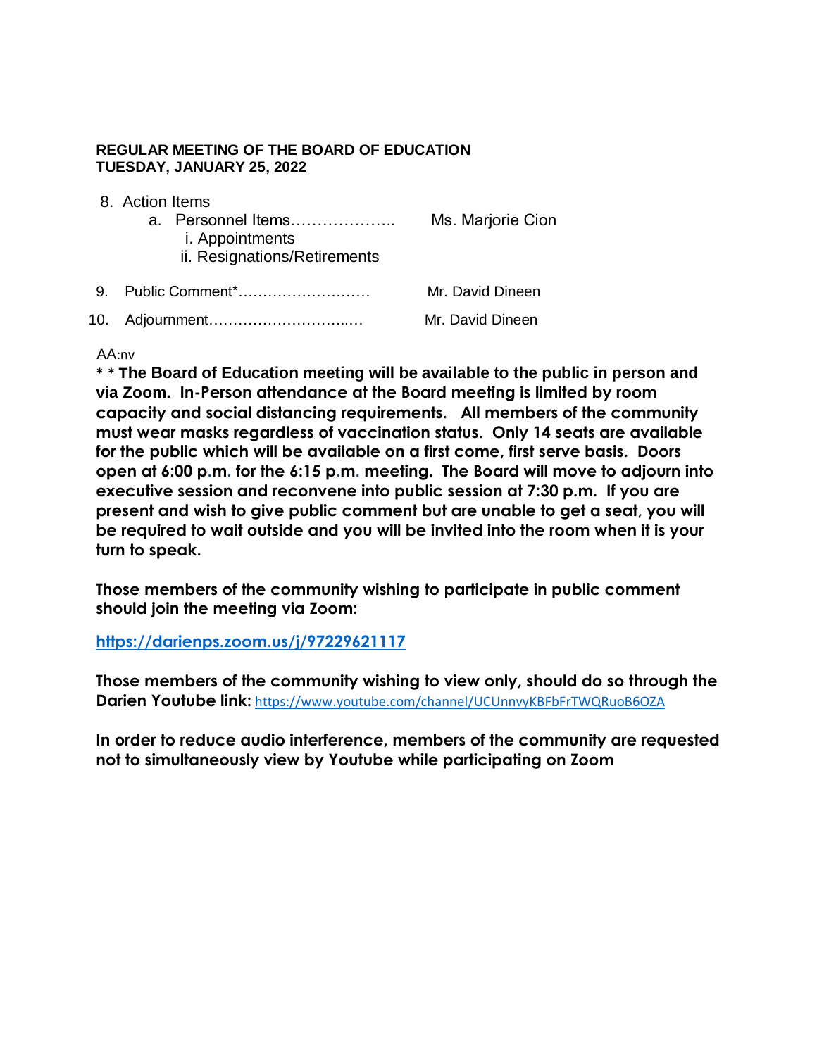**REGULAR MEETING OF THE BOARD OF EDUCATION**
**TUESDAY, JANUARY 25, 2022**

8. Action Items
   a. Personnel Items……………….. Ms. Marjorie Cion
      i. Appointments
      ii. Resignations/Retirements

9. Public Comment*……………………… Mr. David Dineen

10. Adjournment…………………….….… Mr. David Dineen

AA:nv

**\* \* The Board of Education meeting will be available to the public in person and via Zoom. In-Person attendance at the Board meeting is limited by room capacity and social distancing requirements. All members of the community must wear masks regardless of vaccination status. Only 14 seats are available for the public which will be available on a first come, first serve basis. Doors open at 6:00 p.m. for the 6:15 p.m. meeting. The Board will move to adjourn into executive session and reconvene into public session at 7:30 p.m. If you are present and wish to give public comment but are unable to get a seat, you will be required to wait outside and you will be invited into the room when it is your turn to speak.**

**Those members of the community wishing to participate in public comment should join the meeting via Zoom:**

**https://darienps.zoom.us/j/97229621117**

**Those members of the community wishing to view only, should do so through the Darien Youtube link:** https://www.youtube.com/channel/UCUnnvyKBFbFrTWQRuoB6OZA

**In order to reduce audio interference, members of the community are requested not to simultaneously view by Youtube while participating on Zoom**